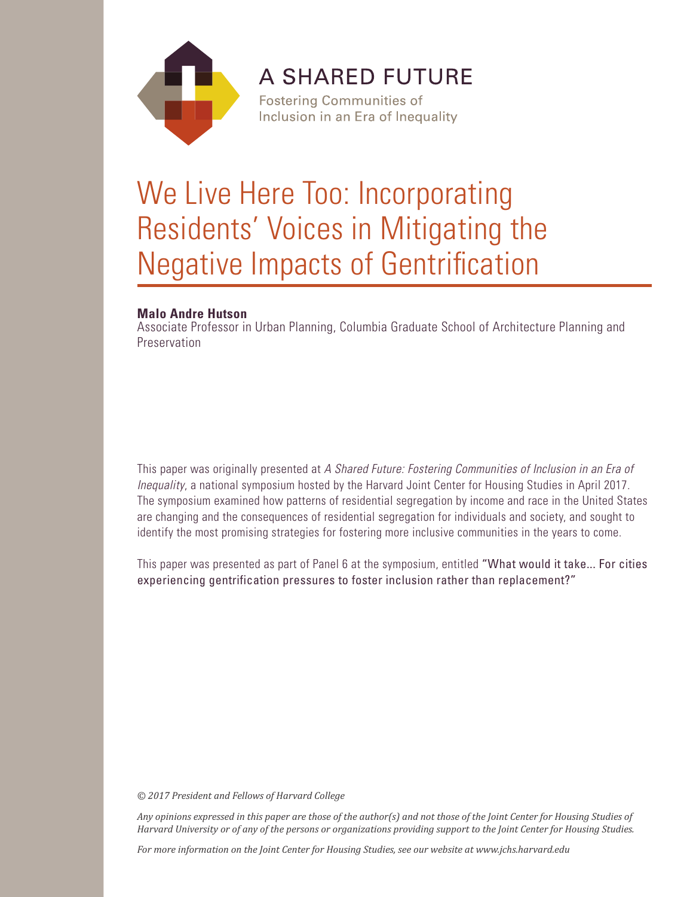A SHARED FUTURE

Fostering Communities of Inclusion in an Era of Inequality

# We Live Here Too: Incorporating Residents' Voices in Mitigating the Negative Impacts of Gentrification

**Malo Andre Hutson**
Associate Professor in Urban Planning, Columbia Graduate School of Architecture Planning and Preservation

This paper was originally presented at *A Shared Future: Fostering Communities of Inclusion in an Era of Inequality*, a national symposium hosted by the Harvard Joint Center for Housing Studies in April 2017. The symposium examined how patterns of residential segregation by income and race in the United States are changing and the consequences of residential segregation for individuals and society, and sought to identify the most promising strategies for fostering more inclusive communities in the years to come.

This paper was presented as part of Panel 6 at the symposium, entitled "What would it take... For cities experiencing gentrification pressures to foster inclusion rather than replacement?"

*© 2017 President and Fellows of Harvard College*

*Any opinions expressed in this paper are those of the author(s) and not those of the Joint Center for Housing Studies of Harvard University or of any of the persons or organizations providing support to the Joint Center for Housing Studies.*

*For more information on the Joint Center for Housing Studies, see our website at www.jchs.harvard.edu*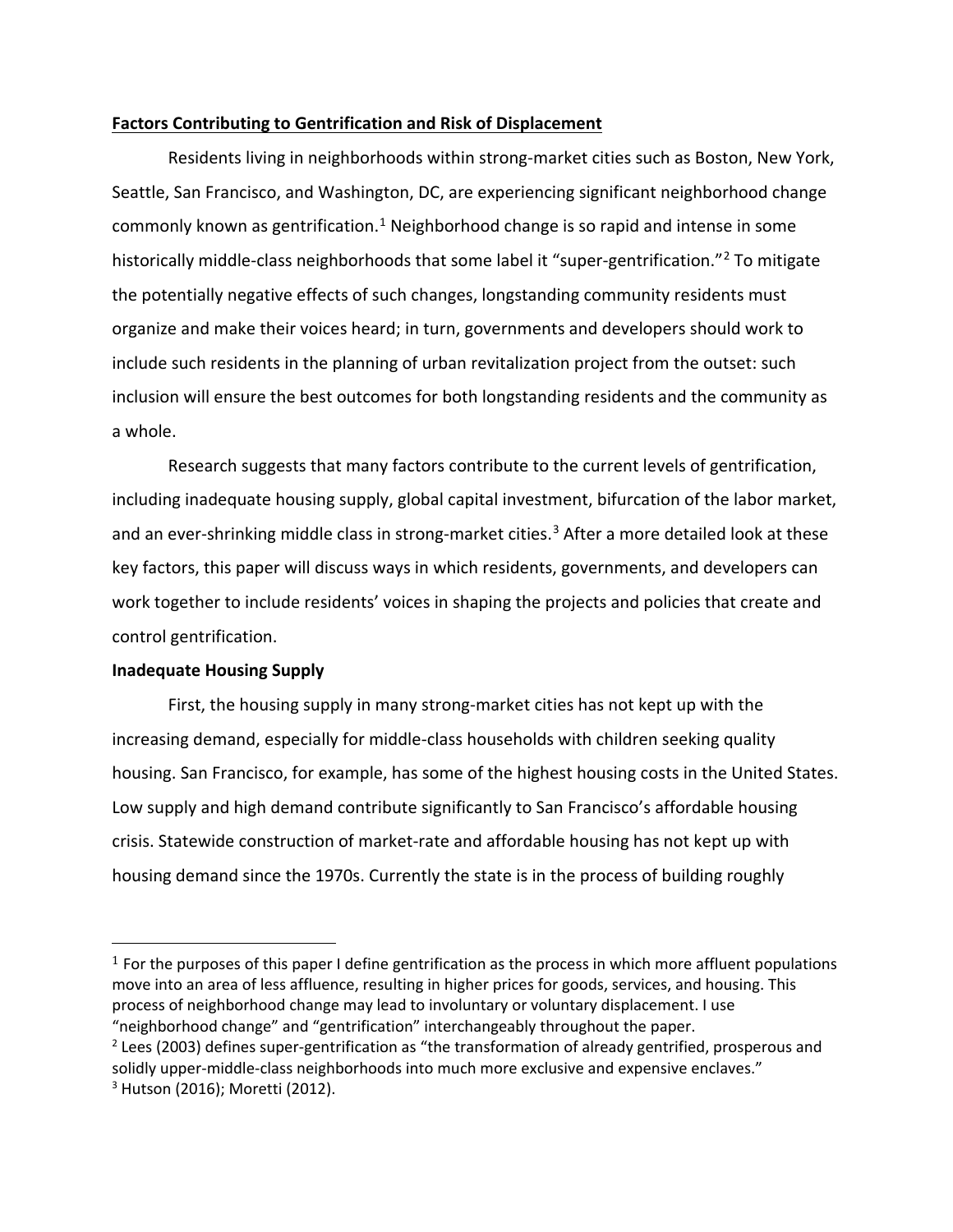**Factors Contributing to Gentrification and Risk of Displacement**

Residents living in neighborhoods within strong-market cities such as Boston, New York, Seattle, San Francisco, and Washington, DC, are experiencing significant neighborhood change commonly known as gentrification.[1] Neighborhood change is so rapid and intense in some historically middle-class neighborhoods that some label it "super-gentrification."[2] To mitigate the potentially negative effects of such changes, longstanding community residents must organize and make their voices heard; in turn, governments and developers should work to include such residents in the planning of urban revitalization project from the outset: such inclusion will ensure the best outcomes for both longstanding residents and the community as a whole.

Research suggests that many factors contribute to the current levels of gentrification, including inadequate housing supply, global capital investment, bifurcation of the labor market, and an ever-shrinking middle class in strong-market cities.[3] After a more detailed look at these key factors, this paper will discuss ways in which residents, governments, and developers can work together to include residents' voices in shaping the projects and policies that create and control gentrification.

**Inadequate Housing Supply**

First, the housing supply in many strong-market cities has not kept up with the increasing demand, especially for middle-class households with children seeking quality housing. San Francisco, for example, has some of the highest housing costs in the United States. Low supply and high demand contribute significantly to San Francisco's affordable housing crisis. Statewide construction of market-rate and affordable housing has not kept up with housing demand since the 1970s. Currently the state is in the process of building roughly

---

[1] For the purposes of this paper I define gentrification as the process in which more affluent populations move into an area of less affluence, resulting in higher prices for goods, services, and housing. This process of neighborhood change may lead to involuntary or voluntary displacement. I use "neighborhood change" and "gentrification" interchangeably throughout the paper.

[2] Lees (2003) defines super-gentrification as "the transformation of already gentrified, prosperous and solidly upper-middle-class neighborhoods into much more exclusive and expensive enclaves."

[3] Hutson (2016); Moretti (2012).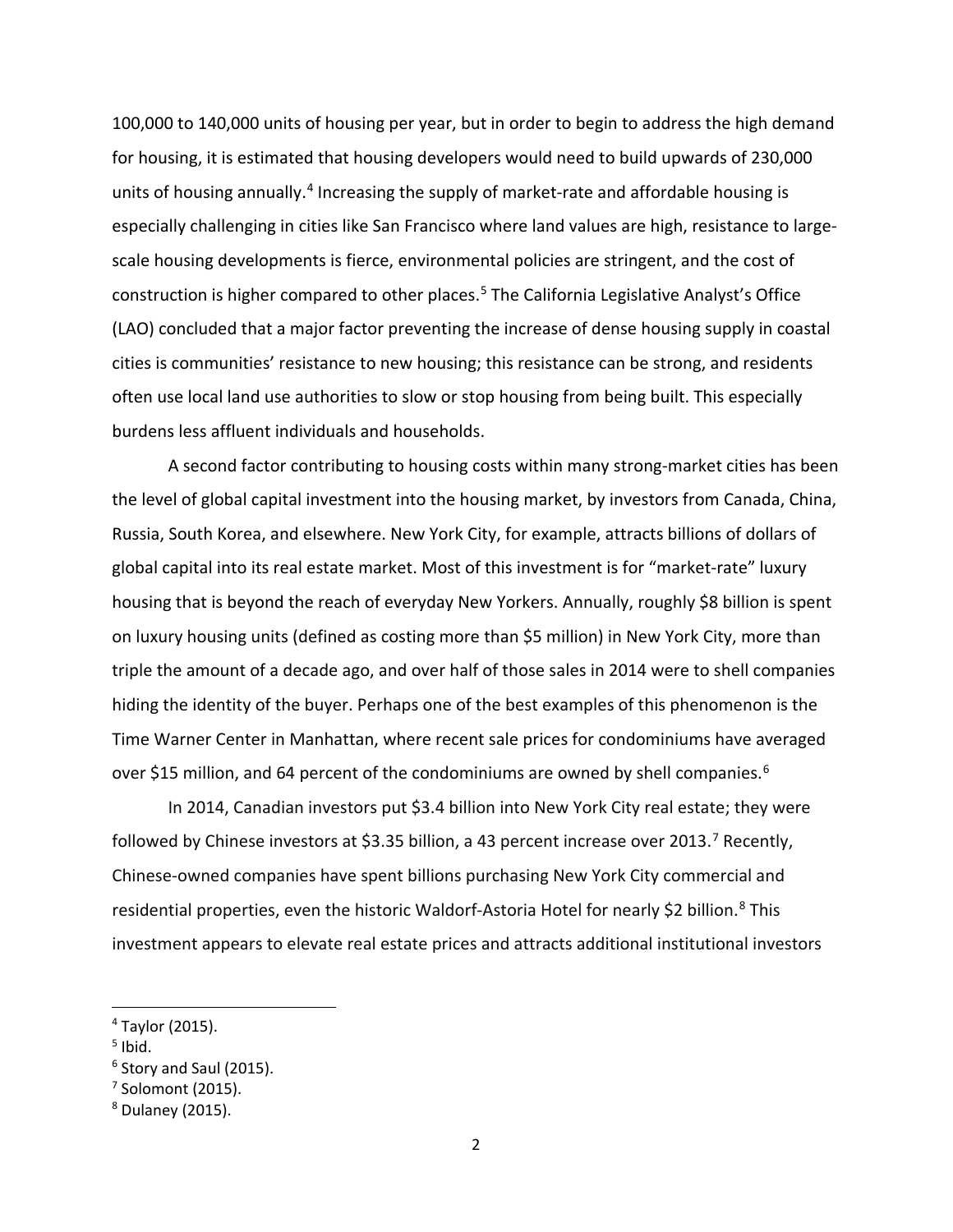100,000 to 140,000 units of housing per year, but in order to begin to address the high demand for housing, it is estimated that housing developers would need to build upwards of 230,000 units of housing annually.[4] Increasing the supply of market-rate and affordable housing is especially challenging in cities like San Francisco where land values are high, resistance to large-scale housing developments is fierce, environmental policies are stringent, and the cost of construction is higher compared to other places.[5] The California Legislative Analyst's Office (LAO) concluded that a major factor preventing the increase of dense housing supply in coastal cities is communities' resistance to new housing; this resistance can be strong, and residents often use local land use authorities to slow or stop housing from being built. This especially burdens less affluent individuals and households.

A second factor contributing to housing costs within many strong-market cities has been the level of global capital investment into the housing market, by investors from Canada, China, Russia, South Korea, and elsewhere. New York City, for example, attracts billions of dollars of global capital into its real estate market. Most of this investment is for "market-rate" luxury housing that is beyond the reach of everyday New Yorkers. Annually, roughly \$8 billion is spent on luxury housing units (defined as costing more than \$5 million) in New York City, more than triple the amount of a decade ago, and over half of those sales in 2014 were to shell companies hiding the identity of the buyer. Perhaps one of the best examples of this phenomenon is the Time Warner Center in Manhattan, where recent sale prices for condominiums have averaged over \$15 million, and 64 percent of the condominiums are owned by shell companies.[6]

In 2014, Canadian investors put \$3.4 billion into New York City real estate; they were followed by Chinese investors at \$3.35 billion, a 43 percent increase over 2013.[7] Recently, Chinese-owned companies have spent billions purchasing New York City commercial and residential properties, even the historic Waldorf-Astoria Hotel for nearly \$2 billion.[8] This investment appears to elevate real estate prices and attracts additional institutional investors

---

[4] Taylor (2015).

[5] Ibid.

[6] Story and Saul (2015).

[7] Solomont (2015).

[8] Dulaney (2015).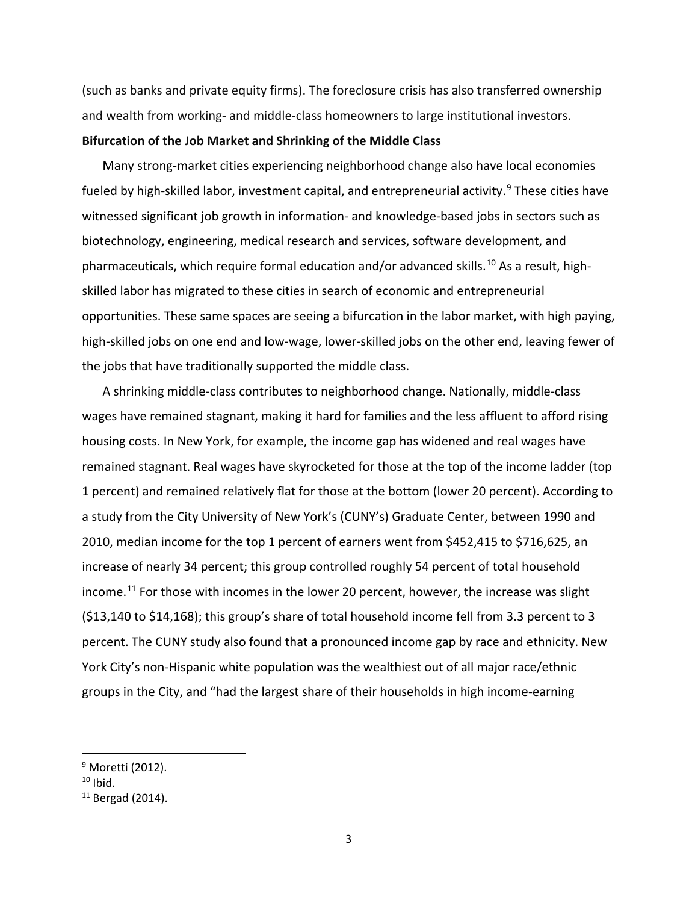(such as banks and private equity firms). The foreclosure crisis has also transferred ownership and wealth from working- and middle-class homeowners to large institutional investors.

**Bifurcation of the Job Market and Shrinking of the Middle Class**

Many strong-market cities experiencing neighborhood change also have local economies fueled by high-skilled labor, investment capital, and entrepreneurial activity.[9] These cities have witnessed significant job growth in information- and knowledge-based jobs in sectors such as biotechnology, engineering, medical research and services, software development, and pharmaceuticals, which require formal education and/or advanced skills.[10] As a result, high-skilled labor has migrated to these cities in search of economic and entrepreneurial opportunities. These same spaces are seeing a bifurcation in the labor market, with high paying, high-skilled jobs on one end and low-wage, lower-skilled jobs on the other end, leaving fewer of the jobs that have traditionally supported the middle class.

A shrinking middle-class contributes to neighborhood change. Nationally, middle-class wages have remained stagnant, making it hard for families and the less affluent to afford rising housing costs. In New York, for example, the income gap has widened and real wages have remained stagnant. Real wages have skyrocketed for those at the top of the income ladder (top 1 percent) and remained relatively flat for those at the bottom (lower 20 percent). According to a study from the City University of New York's (CUNY's) Graduate Center, between 1990 and 2010, median income for the top 1 percent of earners went from $452,415 to $716,625, an increase of nearly 34 percent; this group controlled roughly 54 percent of total household income.[11] For those with incomes in the lower 20 percent, however, the increase was slight ($13,140 to $14,168); this group's share of total household income fell from 3.3 percent to 3 percent. The CUNY study also found that a pronounced income gap by race and ethnicity. New York City's non-Hispanic white population was the wealthiest out of all major race/ethnic groups in the City, and "had the largest share of their households in high income-earning

---

[9] Moretti (2012).

[10] Ibid.

[11] Bergad (2014).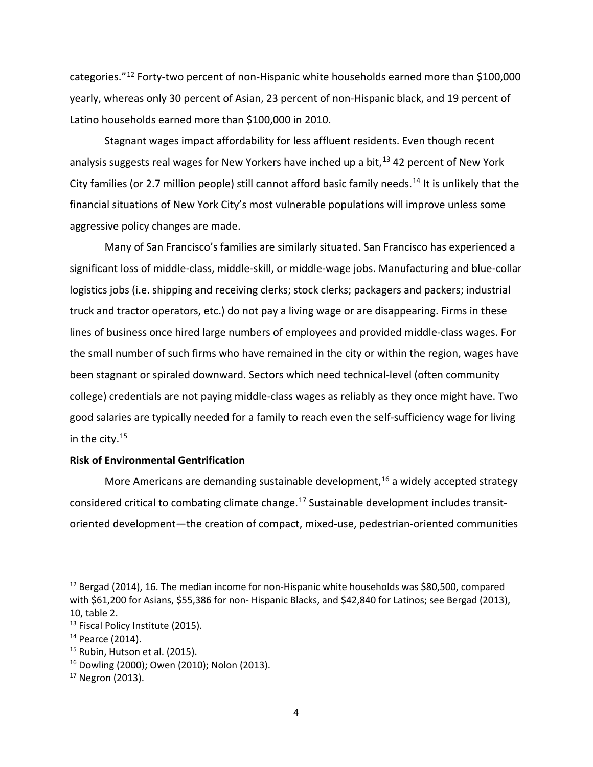categories."[12] Forty-two percent of non-Hispanic white households earned more than $100,000 yearly, whereas only 30 percent of Asian, 23 percent of non-Hispanic black, and 19 percent of Latino households earned more than $100,000 in 2010.

Stagnant wages impact affordability for less affluent residents. Even though recent analysis suggests real wages for New Yorkers have inched up a bit,[13] 42 percent of New York City families (or 2.7 million people) still cannot afford basic family needs.[14] It is unlikely that the financial situations of New York City's most vulnerable populations will improve unless some aggressive policy changes are made.

Many of San Francisco's families are similarly situated. San Francisco has experienced a significant loss of middle-class, middle-skill, or middle-wage jobs. Manufacturing and blue-collar logistics jobs (i.e. shipping and receiving clerks; stock clerks; packagers and packers; industrial truck and tractor operators, etc.) do not pay a living wage or are disappearing. Firms in these lines of business once hired large numbers of employees and provided middle-class wages. For the small number of such firms who have remained in the city or within the region, wages have been stagnant or spiraled downward. Sectors which need technical-level (often community college) credentials are not paying middle-class wages as reliably as they once might have. Two good salaries are typically needed for a family to reach even the self-sufficiency wage for living in the city.[15]

**Risk of Environmental Gentrification**

More Americans are demanding sustainable development,[16] a widely accepted strategy considered critical to combating climate change.[17] Sustainable development includes transit-oriented development—the creation of compact, mixed-use, pedestrian-oriented communities

---

[12] Bergad (2014), 16. The median income for non-Hispanic white households was $80,500, compared with $61,200 for Asians, $55,386 for non- Hispanic Blacks, and $42,840 for Latinos; see Bergad (2013), 10, table 2.

[13] Fiscal Policy Institute (2015).

[14] Pearce (2014).

[15] Rubin, Hutson et al. (2015).

[16] Dowling (2000); Owen (2010); Nolon (2013).

[17] Negron (2013).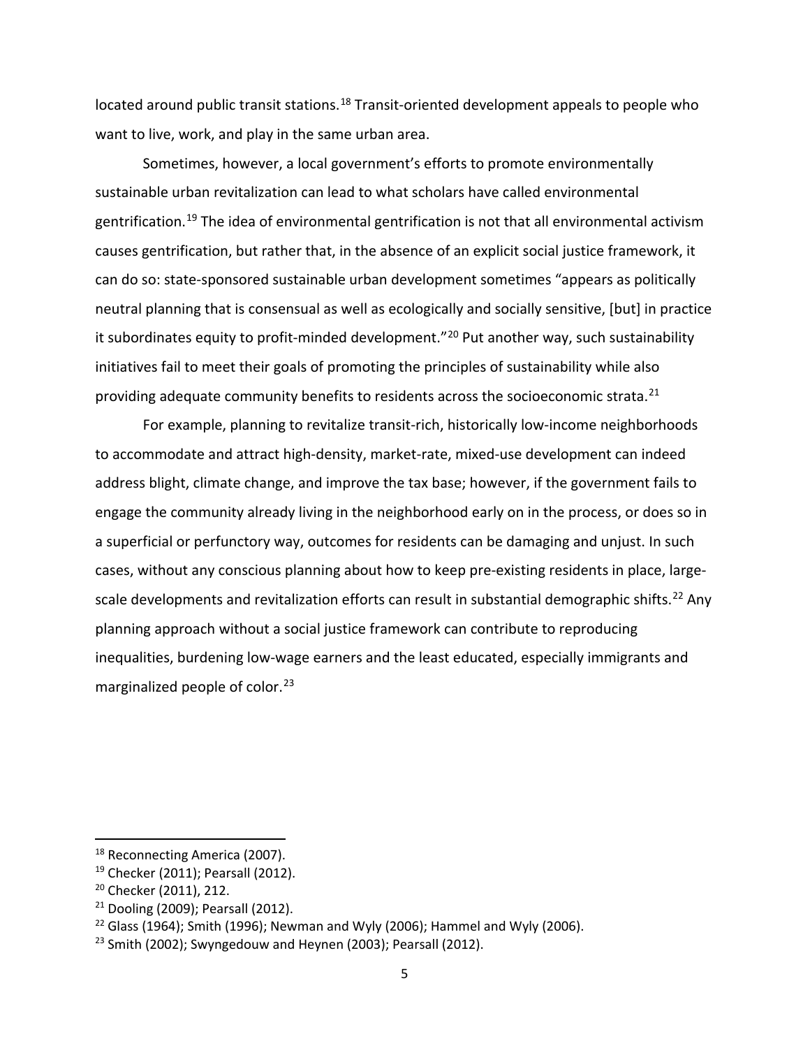located around public transit stations.[18] Transit-oriented development appeals to people who want to live, work, and play in the same urban area.

Sometimes, however, a local government's efforts to promote environmentally sustainable urban revitalization can lead to what scholars have called environmental gentrification.[19] The idea of environmental gentrification is not that all environmental activism causes gentrification, but rather that, in the absence of an explicit social justice framework, it can do so: state-sponsored sustainable urban development sometimes "appears as politically neutral planning that is consensual as well as ecologically and socially sensitive, [but] in practice it subordinates equity to profit-minded development."[20] Put another way, such sustainability initiatives fail to meet their goals of promoting the principles of sustainability while also providing adequate community benefits to residents across the socioeconomic strata.[21]

For example, planning to revitalize transit-rich, historically low-income neighborhoods to accommodate and attract high-density, market-rate, mixed-use development can indeed address blight, climate change, and improve the tax base; however, if the government fails to engage the community already living in the neighborhood early on in the process, or does so in a superficial or perfunctory way, outcomes for residents can be damaging and unjust. In such cases, without any conscious planning about how to keep pre-existing residents in place, large-scale developments and revitalization efforts can result in substantial demographic shifts.[22] Any planning approach without a social justice framework can contribute to reproducing inequalities, burdening low-wage earners and the least educated, especially immigrants and marginalized people of color.[23]

---

[18] Reconnecting America (2007).

[19] Checker (2011); Pearsall (2012).

[20] Checker (2011), 212.

[21] Dooling (2009); Pearsall (2012).

[22] Glass (1964); Smith (1996); Newman and Wyly (2006); Hammel and Wyly (2006).

[23] Smith (2002); Swyngedouw and Heynen (2003); Pearsall (2012).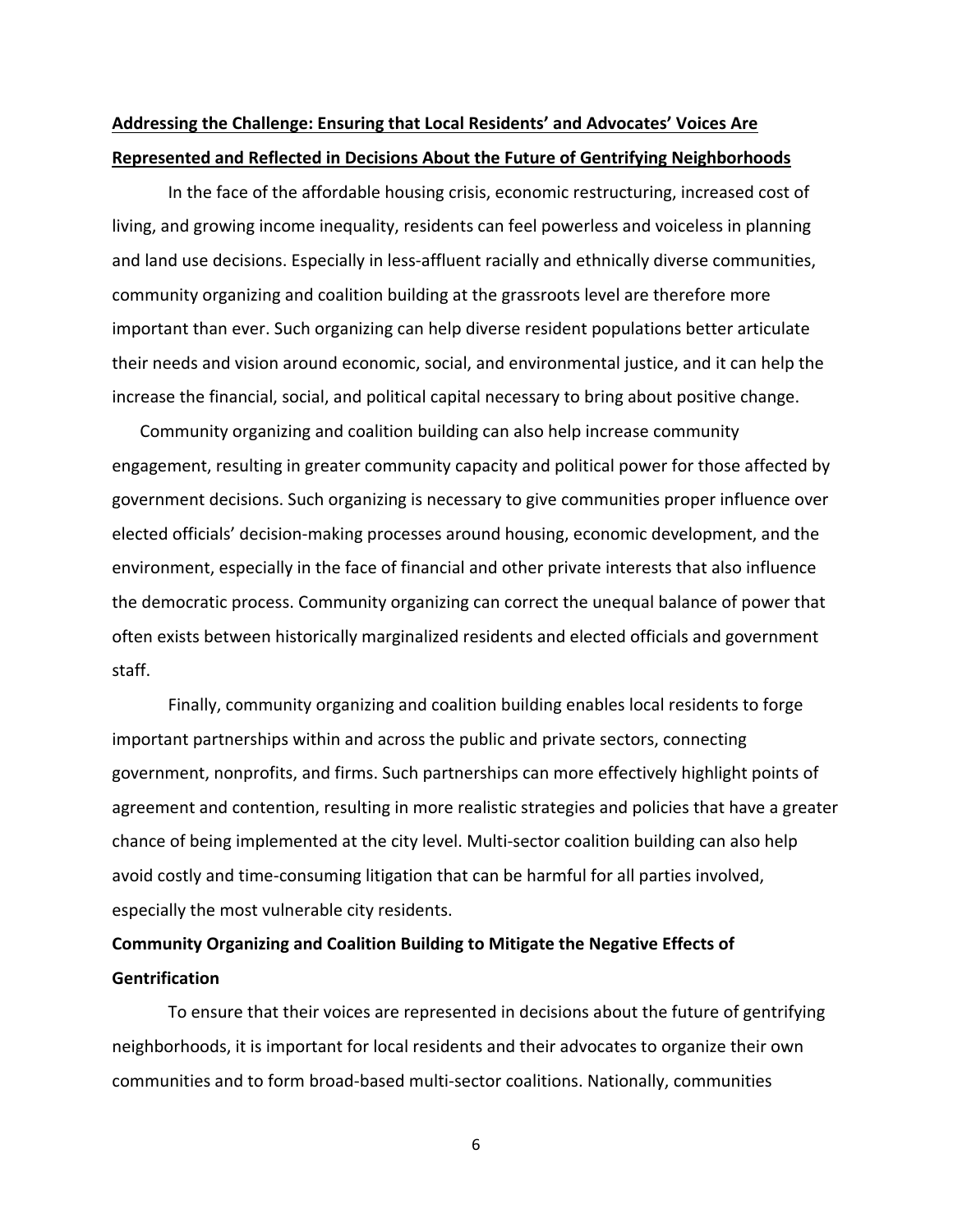**<u>Addressing the Challenge: Ensuring that Local Residents' and Advocates' Voices Are Represented and Reflected in Decisions About the Future of Gentrifying Neighborhoods</u>**

In the face of the affordable housing crisis, economic restructuring, increased cost of living, and growing income inequality, residents can feel powerless and voiceless in planning and land use decisions. Especially in less-affluent racially and ethnically diverse communities, community organizing and coalition building at the grassroots level are therefore more important than ever. Such organizing can help diverse resident populations better articulate their needs and vision around economic, social, and environmental justice, and it can help the increase the financial, social, and political capital necessary to bring about positive change.

Community organizing and coalition building can also help increase community engagement, resulting in greater community capacity and political power for those affected by government decisions. Such organizing is necessary to give communities proper influence over elected officials' decision-making processes around housing, economic development, and the environment, especially in the face of financial and other private interests that also influence the democratic process. Community organizing can correct the unequal balance of power that often exists between historically marginalized residents and elected officials and government staff.

Finally, community organizing and coalition building enables local residents to forge important partnerships within and across the public and private sectors, connecting government, nonprofits, and firms. Such partnerships can more effectively highlight points of agreement and contention, resulting in more realistic strategies and policies that have a greater chance of being implemented at the city level. Multi-sector coalition building can also help avoid costly and time-consuming litigation that can be harmful for all parties involved, especially the most vulnerable city residents.

**Community Organizing and Coalition Building to Mitigate the Negative Effects of Gentrification**

To ensure that their voices are represented in decisions about the future of gentrifying neighborhoods, it is important for local residents and their advocates to organize their own communities and to form broad-based multi-sector coalitions. Nationally, communities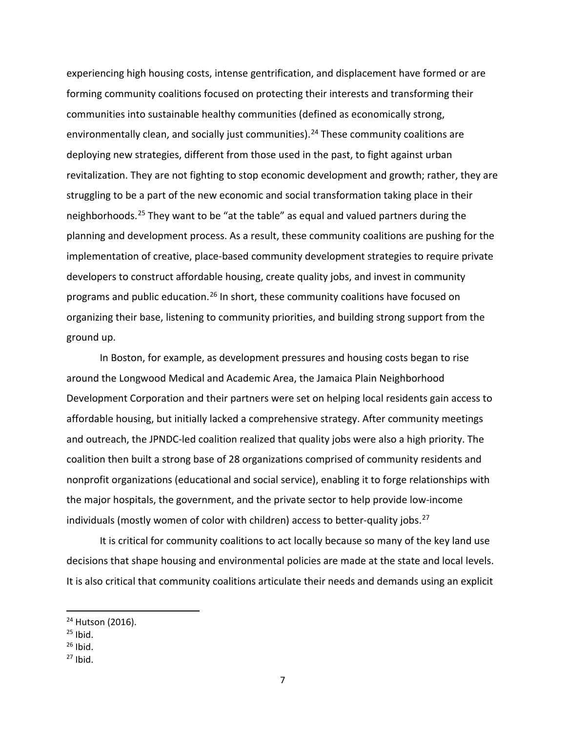experiencing high housing costs, intense gentrification, and displacement have formed or are forming community coalitions focused on protecting their interests and transforming their communities into sustainable healthy communities (defined as economically strong, environmentally clean, and socially just communities).[24] These community coalitions are deploying new strategies, different from those used in the past, to fight against urban revitalization. They are not fighting to stop economic development and growth; rather, they are struggling to be a part of the new economic and social transformation taking place in their neighborhoods.[25] They want to be "at the table" as equal and valued partners during the planning and development process. As a result, these community coalitions are pushing for the implementation of creative, place-based community development strategies to require private developers to construct affordable housing, create quality jobs, and invest in community programs and public education.[26] In short, these community coalitions have focused on organizing their base, listening to community priorities, and building strong support from the ground up.

In Boston, for example, as development pressures and housing costs began to rise around the Longwood Medical and Academic Area, the Jamaica Plain Neighborhood Development Corporation and their partners were set on helping local residents gain access to affordable housing, but initially lacked a comprehensive strategy. After community meetings and outreach, the JPNDC-led coalition realized that quality jobs were also a high priority. The coalition then built a strong base of 28 organizations comprised of community residents and nonprofit organizations (educational and social service), enabling it to forge relationships with the major hospitals, the government, and the private sector to help provide low-income individuals (mostly women of color with children) access to better-quality jobs.[27]

It is critical for community coalitions to act locally because so many of the key land use decisions that shape housing and environmental policies are made at the state and local levels. It is also critical that community coalitions articulate their needs and demands using an explicit

[24] Hutson (2016).
[25] Ibid.
[26] Ibid.
[27] Ibid.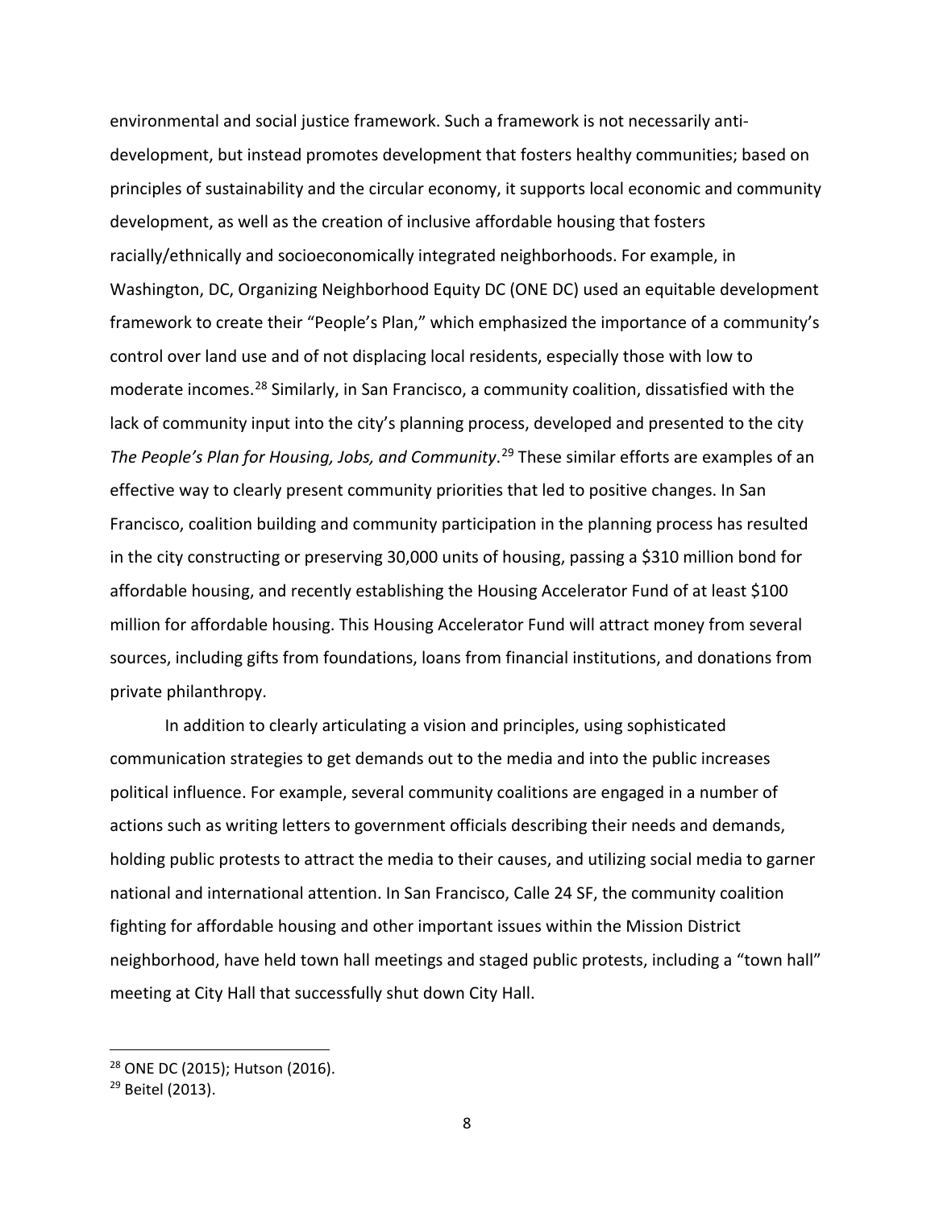environmental and social justice framework. Such a framework is not necessarily anti-development, but instead promotes development that fosters healthy communities; based on principles of sustainability and the circular economy, it supports local economic and community development, as well as the creation of inclusive affordable housing that fosters racially/ethnically and socioeconomically integrated neighborhoods. For example, in Washington, DC, Organizing Neighborhood Equity DC (ONE DC) used an equitable development framework to create their "People's Plan," which emphasized the importance of a community's control over land use and of not displacing local residents, especially those with low to moderate incomes.[28] Similarly, in San Francisco, a community coalition, dissatisfied with the lack of community input into the city's planning process, developed and presented to the city *The People's Plan for Housing, Jobs, and Community*.[29] These similar efforts are examples of an effective way to clearly present community priorities that led to positive changes. In San Francisco, coalition building and community participation in the planning process has resulted in the city constructing or preserving 30,000 units of housing, passing a $310 million bond for affordable housing, and recently establishing the Housing Accelerator Fund of at least $100 million for affordable housing. This Housing Accelerator Fund will attract money from several sources, including gifts from foundations, loans from financial institutions, and donations from private philanthropy.

In addition to clearly articulating a vision and principles, using sophisticated communication strategies to get demands out to the media and into the public increases political influence. For example, several community coalitions are engaged in a number of actions such as writing letters to government officials describing their needs and demands, holding public protests to attract the media to their causes, and utilizing social media to garner national and international attention. In San Francisco, Calle 24 SF, the community coalition fighting for affordable housing and other important issues within the Mission District neighborhood, have held town hall meetings and staged public protests, including a "town hall" meeting at City Hall that successfully shut down City Hall.

---

[28] ONE DC (2015); Hutson (2016).

[29] Beitel (2013).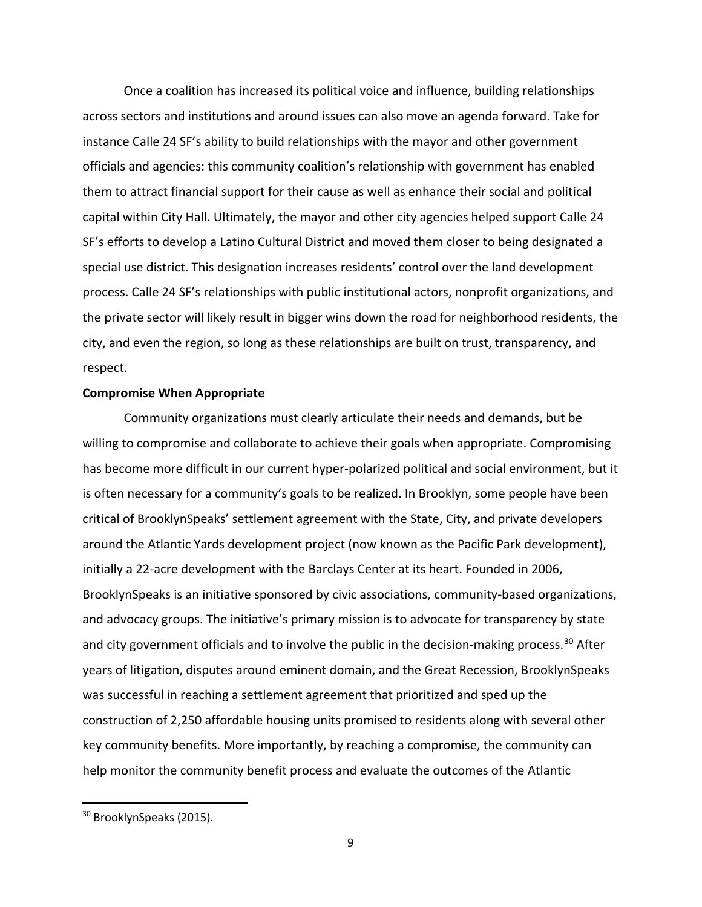Once a coalition has increased its political voice and influence, building relationships across sectors and institutions and around issues can also move an agenda forward. Take for instance Calle 24 SF's ability to build relationships with the mayor and other government officials and agencies: this community coalition's relationship with government has enabled them to attract financial support for their cause as well as enhance their social and political capital within City Hall. Ultimately, the mayor and other city agencies helped support Calle 24 SF's efforts to develop a Latino Cultural District and moved them closer to being designated a special use district. This designation increases residents' control over the land development process. Calle 24 SF's relationships with public institutional actors, nonprofit organizations, and the private sector will likely result in bigger wins down the road for neighborhood residents, the city, and even the region, so long as these relationships are built on trust, transparency, and respect.

**Compromise When Appropriate**

Community organizations must clearly articulate their needs and demands, but be willing to compromise and collaborate to achieve their goals when appropriate. Compromising has become more difficult in our current hyper-polarized political and social environment, but it is often necessary for a community's goals to be realized. In Brooklyn, some people have been critical of BrooklynSpeaks' settlement agreement with the State, City, and private developers around the Atlantic Yards development project (now known as the Pacific Park development), initially a 22-acre development with the Barclays Center at its heart. Founded in 2006, BrooklynSpeaks is an initiative sponsored by civic associations, community-based organizations, and advocacy groups. The initiative's primary mission is to advocate for transparency by state and city government officials and to involve the public in the decision-making process.[30] After years of litigation, disputes around eminent domain, and the Great Recession, BrooklynSpeaks was successful in reaching a settlement agreement that prioritized and sped up the construction of 2,250 affordable housing units promised to residents along with several other key community benefits. More importantly, by reaching a compromise, the community can help monitor the community benefit process and evaluate the outcomes of the Atlantic

[30] BrooklynSpeaks (2015).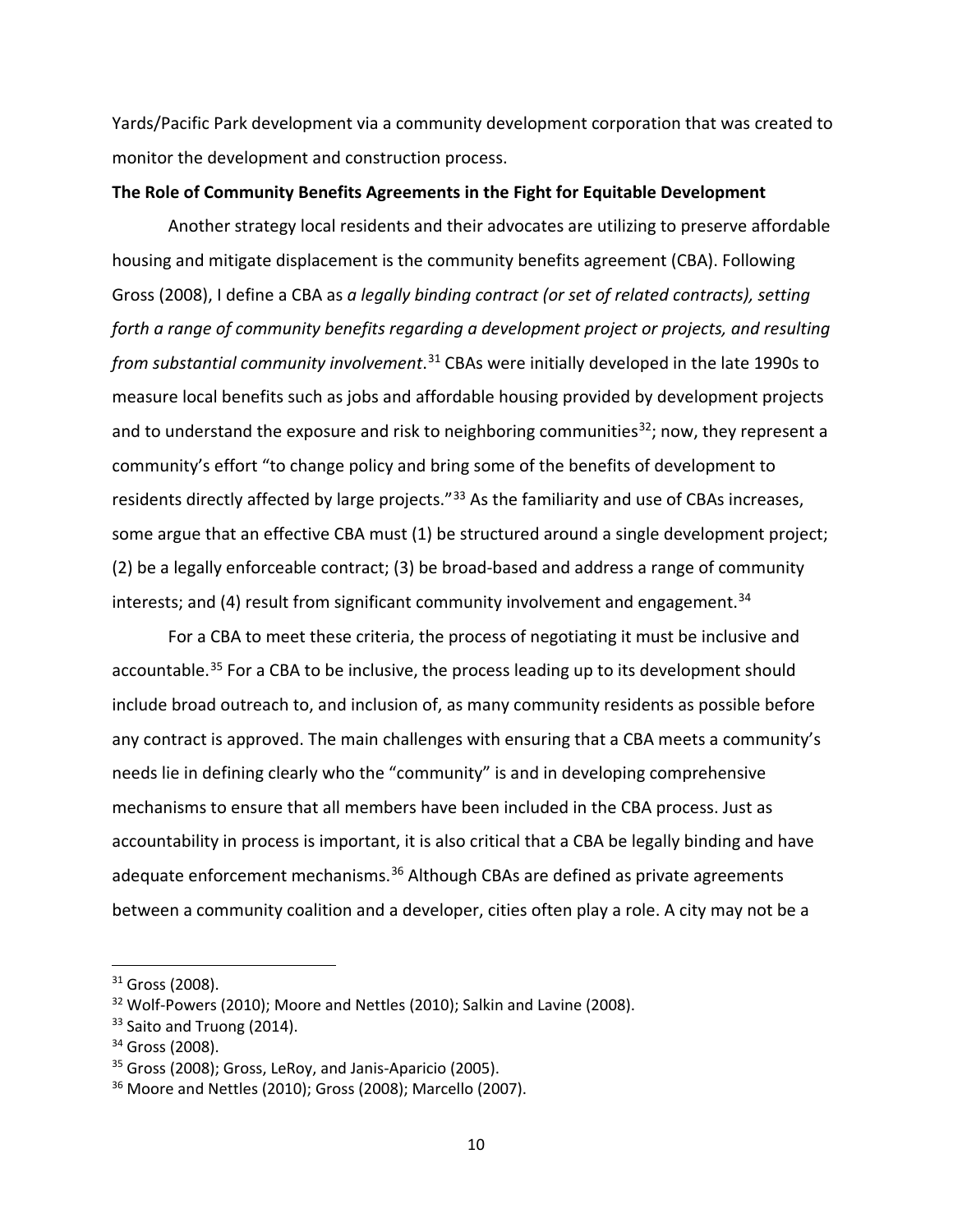Yards/Pacific Park development via a community development corporation that was created to monitor the development and construction process.

**The Role of Community Benefits Agreements in the Fight for Equitable Development**

Another strategy local residents and their advocates are utilizing to preserve affordable housing and mitigate displacement is the community benefits agreement (CBA). Following Gross (2008), I define a CBA as *a legally binding contract (or set of related contracts), setting forth a range of community benefits regarding a development project or projects, and resulting from substantial community involvement*.[31] CBAs were initially developed in the late 1990s to measure local benefits such as jobs and affordable housing provided by development projects and to understand the exposure and risk to neighboring communities[32]; now, they represent a community's effort "to change policy and bring some of the benefits of development to residents directly affected by large projects."[33] As the familiarity and use of CBAs increases, some argue that an effective CBA must (1) be structured around a single development project; (2) be a legally enforceable contract; (3) be broad-based and address a range of community interests; and (4) result from significant community involvement and engagement.[34]

For a CBA to meet these criteria, the process of negotiating it must be inclusive and accountable.[35] For a CBA to be inclusive, the process leading up to its development should include broad outreach to, and inclusion of, as many community residents as possible before any contract is approved. The main challenges with ensuring that a CBA meets a community's needs lie in defining clearly who the "community" is and in developing comprehensive mechanisms to ensure that all members have been included in the CBA process. Just as accountability in process is important, it is also critical that a CBA be legally binding and have adequate enforcement mechanisms.[36] Although CBAs are defined as private agreements between a community coalition and a developer, cities often play a role. A city may not be a

---

[31] Gross (2008).

[32] Wolf-Powers (2010); Moore and Nettles (2010); Salkin and Lavine (2008).

[33] Saito and Truong (2014).

[34] Gross (2008).

[35] Gross (2008); Gross, LeRoy, and Janis-Aparicio (2005).

[36] Moore and Nettles (2010); Gross (2008); Marcello (2007).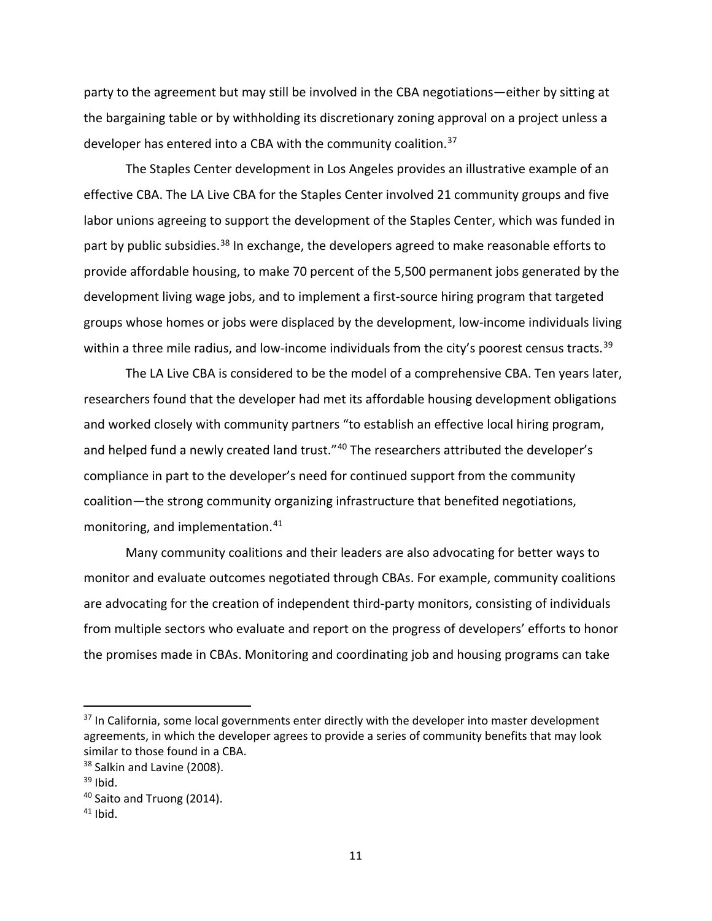party to the agreement but may still be involved in the CBA negotiations—either by sitting at the bargaining table or by withholding its discretionary zoning approval on a project unless a developer has entered into a CBA with the community coalition.[37]

The Staples Center development in Los Angeles provides an illustrative example of an effective CBA. The LA Live CBA for the Staples Center involved 21 community groups and five labor unions agreeing to support the development of the Staples Center, which was funded in part by public subsidies.[38] In exchange, the developers agreed to make reasonable efforts to provide affordable housing, to make 70 percent of the 5,500 permanent jobs generated by the development living wage jobs, and to implement a first-source hiring program that targeted groups whose homes or jobs were displaced by the development, low-income individuals living within a three mile radius, and low-income individuals from the city's poorest census tracts.[39]

The LA Live CBA is considered to be the model of a comprehensive CBA. Ten years later, researchers found that the developer had met its affordable housing development obligations and worked closely with community partners "to establish an effective local hiring program, and helped fund a newly created land trust."[40] The researchers attributed the developer's compliance in part to the developer's need for continued support from the community coalition—the strong community organizing infrastructure that benefited negotiations, monitoring, and implementation.[41]

Many community coalitions and their leaders are also advocating for better ways to monitor and evaluate outcomes negotiated through CBAs. For example, community coalitions are advocating for the creation of independent third-party monitors, consisting of individuals from multiple sectors who evaluate and report on the progress of developers' efforts to honor the promises made in CBAs. Monitoring and coordinating job and housing programs can take

---

[37] In California, some local governments enter directly with the developer into master development agreements, in which the developer agrees to provide a series of community benefits that may look similar to those found in a CBA.

[38] Salkin and Lavine (2008).

[39] Ibid.

[40] Saito and Truong (2014).

[41] Ibid.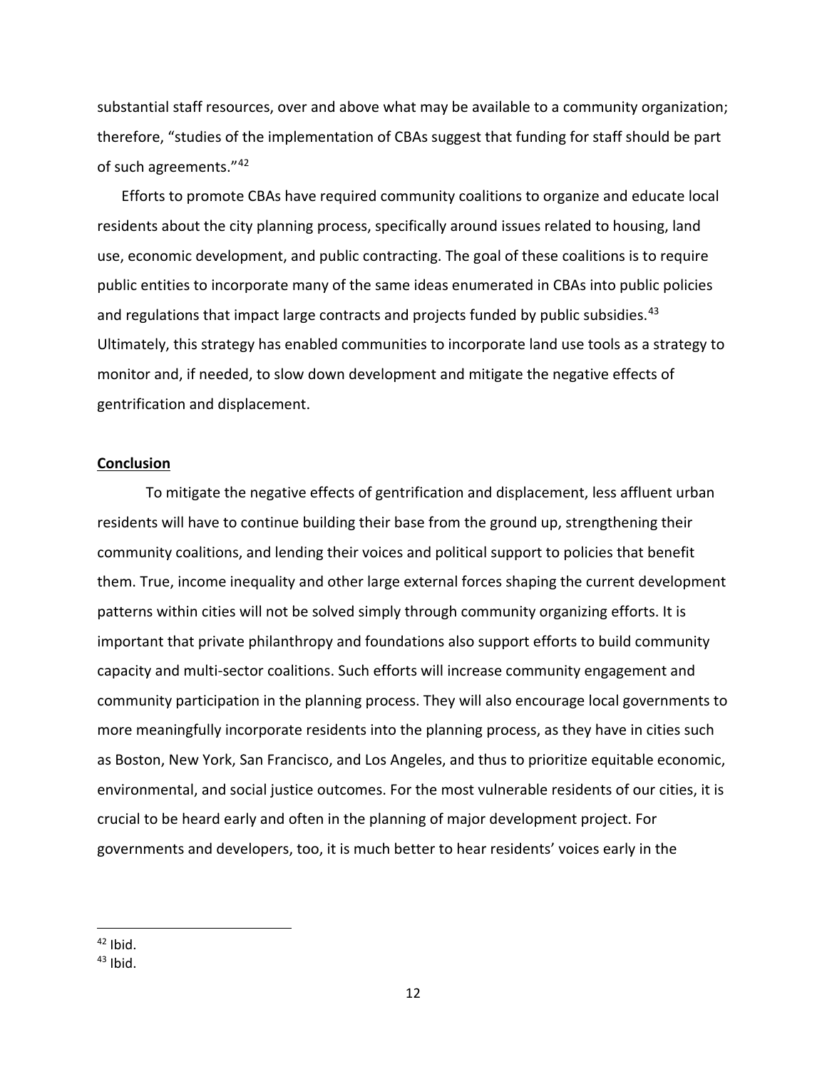substantial staff resources, over and above what may be available to a community organization; therefore, "studies of the implementation of CBAs suggest that funding for staff should be part of such agreements."[42]

Efforts to promote CBAs have required community coalitions to organize and educate local residents about the city planning process, specifically around issues related to housing, land use, economic development, and public contracting. The goal of these coalitions is to require public entities to incorporate many of the same ideas enumerated in CBAs into public policies and regulations that impact large contracts and projects funded by public subsidies.[43] Ultimately, this strategy has enabled communities to incorporate land use tools as a strategy to monitor and, if needed, to slow down development and mitigate the negative effects of gentrification and displacement.

## Conclusion

To mitigate the negative effects of gentrification and displacement, less affluent urban residents will have to continue building their base from the ground up, strengthening their community coalitions, and lending their voices and political support to policies that benefit them. True, income inequality and other large external forces shaping the current development patterns within cities will not be solved simply through community organizing efforts. It is important that private philanthropy and foundations also support efforts to build community capacity and multi-sector coalitions. Such efforts will increase community engagement and community participation in the planning process. They will also encourage local governments to more meaningfully incorporate residents into the planning process, as they have in cities such as Boston, New York, San Francisco, and Los Angeles, and thus to prioritize equitable economic, environmental, and social justice outcomes. For the most vulnerable residents of our cities, it is crucial to be heard early and often in the planning of major development project. For governments and developers, too, it is much better to hear residents' voices early in the

---

[42] Ibid.

[43] Ibid.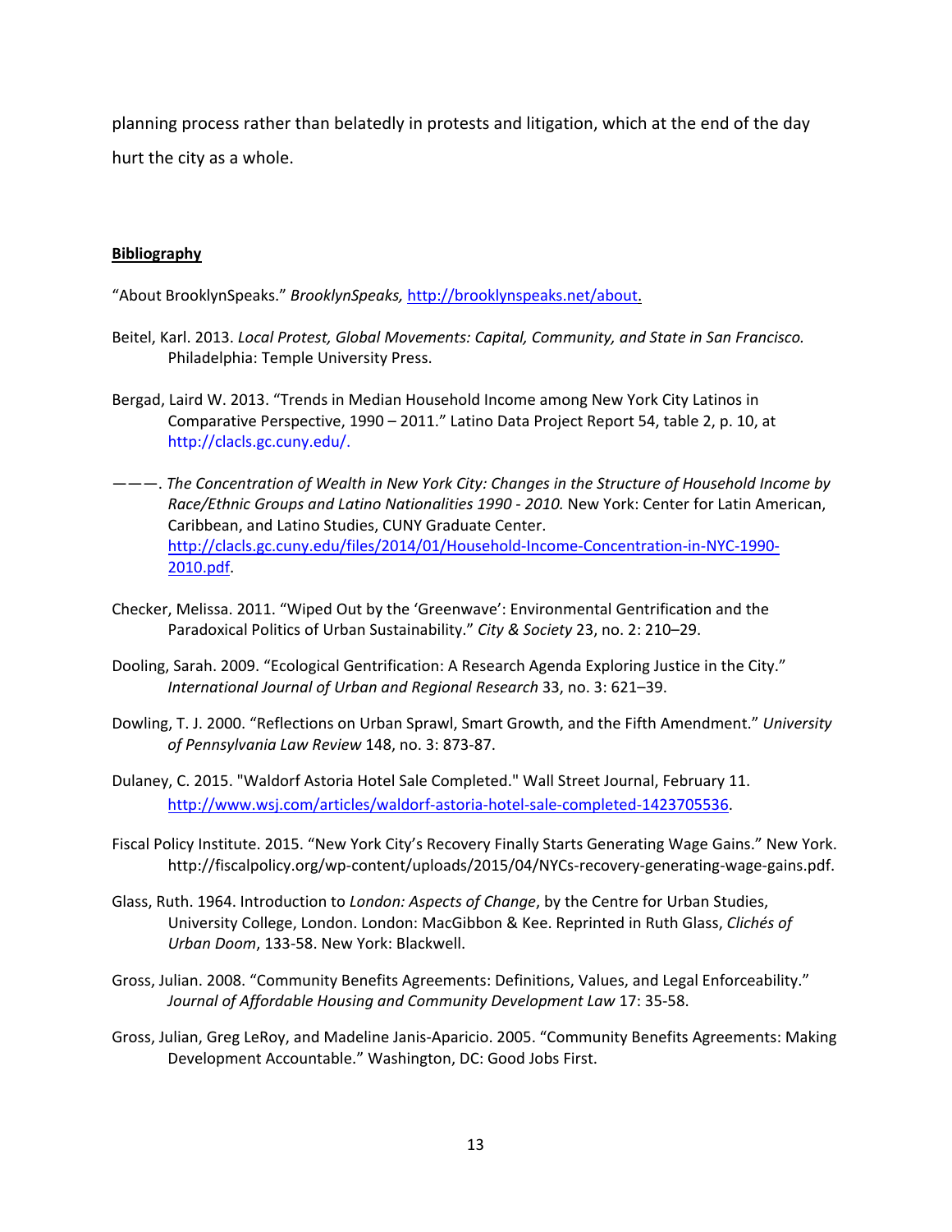planning process rather than belatedly in protests and litigation, which at the end of the day hurt the city as a whole.

## Bibliography

"About BrooklynSpeaks." *BrooklynSpeaks,* http://brooklynspeaks.net/about.

Beitel, Karl. 2013. *Local Protest, Global Movements: Capital, Community, and State in San Francisco.* Philadelphia: Temple University Press.

Bergad, Laird W. 2013. "Trends in Median Household Income among New York City Latinos in Comparative Perspective, 1990 – 2011." Latino Data Project Report 54, table 2, p. 10, at http://clacls.gc.cuny.edu/.

———. *The Concentration of Wealth in New York City: Changes in the Structure of Household Income by Race/Ethnic Groups and Latino Nationalities 1990 - 2010.* New York: Center for Latin American, Caribbean, and Latino Studies, CUNY Graduate Center. http://clacls.gc.cuny.edu/files/2014/01/Household-Income-Concentration-in-NYC-1990-2010.pdf.

Checker, Melissa. 2011. "Wiped Out by the 'Greenwave': Environmental Gentrification and the Paradoxical Politics of Urban Sustainability." *City & Society* 23, no. 2: 210–29.

Dooling, Sarah. 2009. "Ecological Gentrification: A Research Agenda Exploring Justice in the City." *International Journal of Urban and Regional Research* 33, no. 3: 621–39.

Dowling, T. J. 2000. "Reflections on Urban Sprawl, Smart Growth, and the Fifth Amendment." *University of Pennsylvania Law Review* 148, no. 3: 873-87.

Dulaney, C. 2015. "Waldorf Astoria Hotel Sale Completed." Wall Street Journal, February 11. http://www.wsj.com/articles/waldorf-astoria-hotel-sale-completed-1423705536.

Fiscal Policy Institute. 2015. "New York City's Recovery Finally Starts Generating Wage Gains." New York. http://fiscalpolicy.org/wp-content/uploads/2015/04/NYCs-recovery-generating-wage-gains.pdf.

Glass, Ruth. 1964. Introduction to *London: Aspects of Change*, by the Centre for Urban Studies, University College, London. London: MacGibbon & Kee. Reprinted in Ruth Glass, *Clichés of Urban Doom*, 133-58. New York: Blackwell.

Gross, Julian. 2008. "Community Benefits Agreements: Definitions, Values, and Legal Enforceability." *Journal of Affordable Housing and Community Development Law* 17: 35-58.

Gross, Julian, Greg LeRoy, and Madeline Janis-Aparicio. 2005. "Community Benefits Agreements: Making Development Accountable." Washington, DC: Good Jobs First.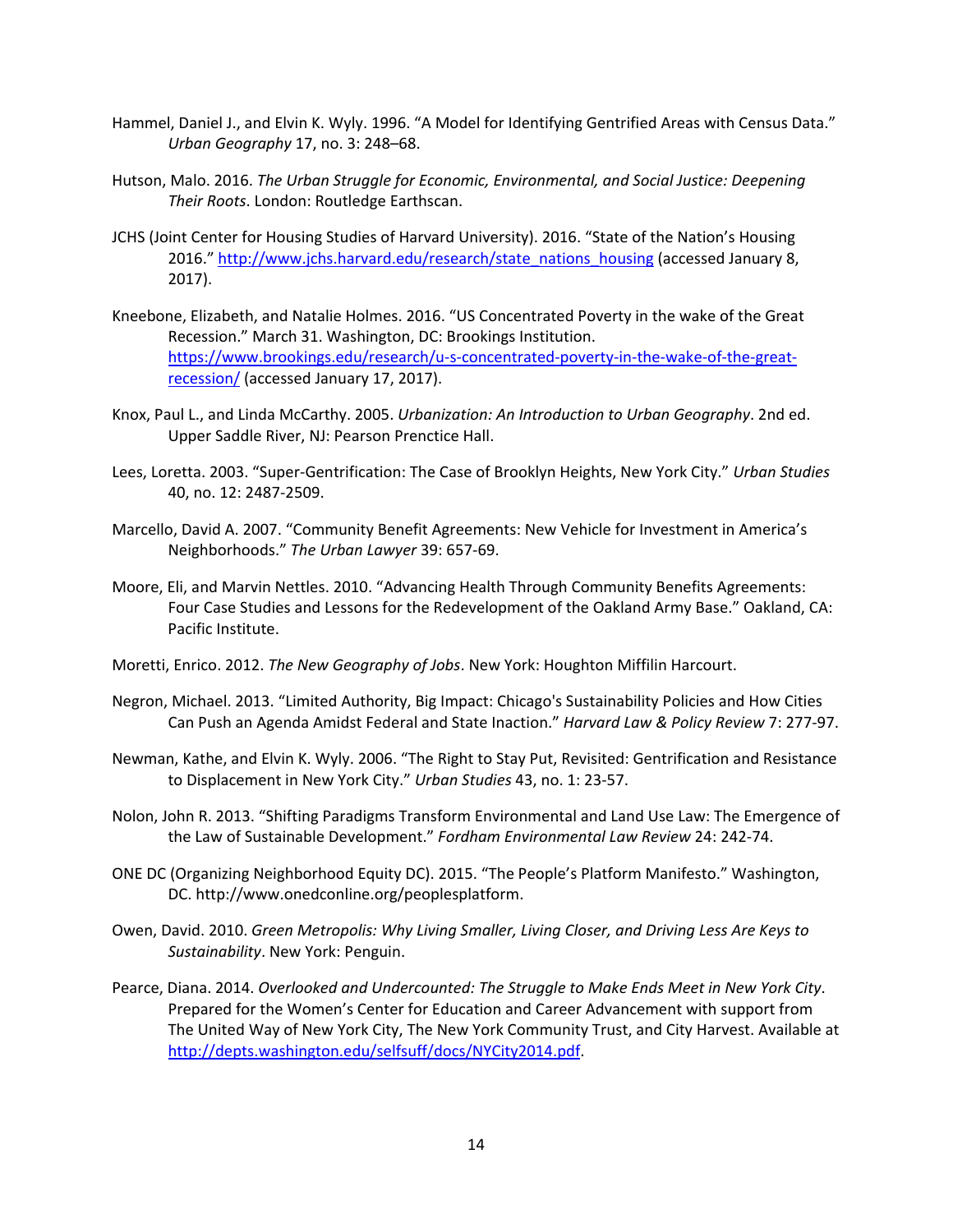Hammel, Daniel J., and Elvin K. Wyly. 1996. "A Model for Identifying Gentrified Areas with Census Data." *Urban Geography* 17, no. 3: 248–68.

Hutson, Malo. 2016. *The Urban Struggle for Economic, Environmental, and Social Justice: Deepening Their Roots*. London: Routledge Earthscan.

JCHS (Joint Center for Housing Studies of Harvard University). 2016. "State of the Nation's Housing 2016." http://www.jchs.harvard.edu/research/state_nations_housing (accessed January 8, 2017).

Kneebone, Elizabeth, and Natalie Holmes. 2016. "US Concentrated Poverty in the wake of the Great Recession." March 31. Washington, DC: Brookings Institution. https://www.brookings.edu/research/u-s-concentrated-poverty-in-the-wake-of-the-great-recession/ (accessed January 17, 2017).

Knox, Paul L., and Linda McCarthy. 2005. *Urbanization: An Introduction to Urban Geography*. 2nd ed. Upper Saddle River, NJ: Pearson Prenctice Hall.

Lees, Loretta. 2003. "Super-Gentrification: The Case of Brooklyn Heights, New York City." *Urban Studies* 40, no. 12: 2487-2509.

Marcello, David A. 2007. "Community Benefit Agreements: New Vehicle for Investment in America's Neighborhoods." *The Urban Lawyer* 39: 657-69.

Moore, Eli, and Marvin Nettles. 2010. "Advancing Health Through Community Benefits Agreements: Four Case Studies and Lessons for the Redevelopment of the Oakland Army Base." Oakland, CA: Pacific Institute.

Moretti, Enrico. 2012. *The New Geography of Jobs*. New York: Houghton Miffilin Harcourt.

Negron, Michael. 2013. "Limited Authority, Big Impact: Chicago's Sustainability Policies and How Cities Can Push an Agenda Amidst Federal and State Inaction." *Harvard Law & Policy Review* 7: 277-97.

Newman, Kathe, and Elvin K. Wyly. 2006. "The Right to Stay Put, Revisited: Gentrification and Resistance to Displacement in New York City." *Urban Studies* 43, no. 1: 23-57.

Nolon, John R. 2013. "Shifting Paradigms Transform Environmental and Land Use Law: The Emergence of the Law of Sustainable Development." *Fordham Environmental Law Review* 24: 242-74.

ONE DC (Organizing Neighborhood Equity DC). 2015. "The People's Platform Manifesto." Washington, DC. http://www.onedconline.org/peoplesplatform.

Owen, David. 2010. *Green Metropolis: Why Living Smaller, Living Closer, and Driving Less Are Keys to Sustainability*. New York: Penguin.

Pearce, Diana. 2014. *Overlooked and Undercounted: The Struggle to Make Ends Meet in New York City*. Prepared for the Women's Center for Education and Career Advancement with support from The United Way of New York City, The New York Community Trust, and City Harvest. Available at http://depts.washington.edu/selfsuff/docs/NYCity2014.pdf.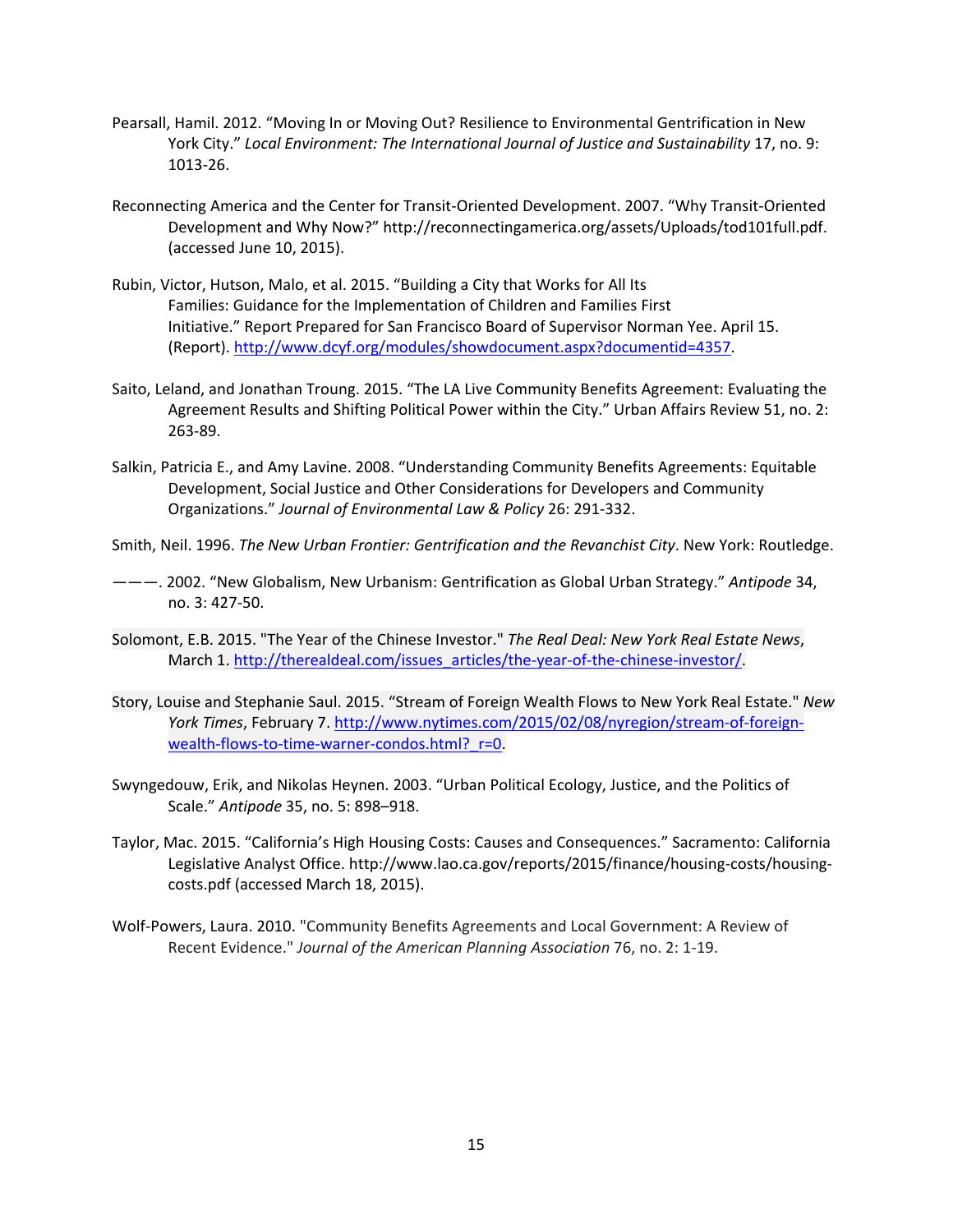Pearsall, Hamil. 2012. "Moving In or Moving Out? Resilience to Environmental Gentrification in New York City." *Local Environment: The International Journal of Justice and Sustainability* 17, no. 9: 1013-26.

Reconnecting America and the Center for Transit-Oriented Development. 2007. "Why Transit-Oriented Development and Why Now?" http://reconnectingamerica.org/assets/Uploads/tod101full.pdf. (accessed June 10, 2015).

Rubin, Victor, Hutson, Malo, et al. 2015. "Building a City that Works for All Its Families: Guidance for the Implementation of Children and Families First Initiative." Report Prepared for San Francisco Board of Supervisor Norman Yee. April 15. (Report). http://www.dcyf.org/modules/showdocument.aspx?documentid=4357.

Saito, Leland, and Jonathan Troung. 2015. "The LA Live Community Benefits Agreement: Evaluating the Agreement Results and Shifting Political Power within the City." Urban Affairs Review 51, no. 2: 263-89.

Salkin, Patricia E., and Amy Lavine. 2008. "Understanding Community Benefits Agreements: Equitable Development, Social Justice and Other Considerations for Developers and Community Organizations." *Journal of Environmental Law & Policy* 26: 291-332.

Smith, Neil. 1996. *The New Urban Frontier: Gentrification and the Revanchist City*. New York: Routledge.

———. 2002. "New Globalism, New Urbanism: Gentrification as Global Urban Strategy." *Antipode* 34, no. 3: 427-50.

Solomont, E.B. 2015. "The Year of the Chinese Investor." *The Real Deal: New York Real Estate News*, March 1. http://therealdeal.com/issues_articles/the-year-of-the-chinese-investor/.

Story, Louise and Stephanie Saul. 2015. "Stream of Foreign Wealth Flows to New York Real Estate." *New York Times*, February 7. http://www.nytimes.com/2015/02/08/nyregion/stream-of-foreign-wealth-flows-to-time-warner-condos.html?_r=0.

Swyngedouw, Erik, and Nikolas Heynen. 2003. "Urban Political Ecology, Justice, and the Politics of Scale." *Antipode* 35, no. 5: 898–918.

Taylor, Mac. 2015. "California's High Housing Costs: Causes and Consequences." Sacramento: California Legislative Analyst Office. http://www.lao.ca.gov/reports/2015/finance/housing-costs/housing-costs.pdf (accessed March 18, 2015).

Wolf-Powers, Laura. 2010. "Community Benefits Agreements and Local Government: A Review of Recent Evidence." *Journal of the American Planning Association* 76, no. 2: 1-19.